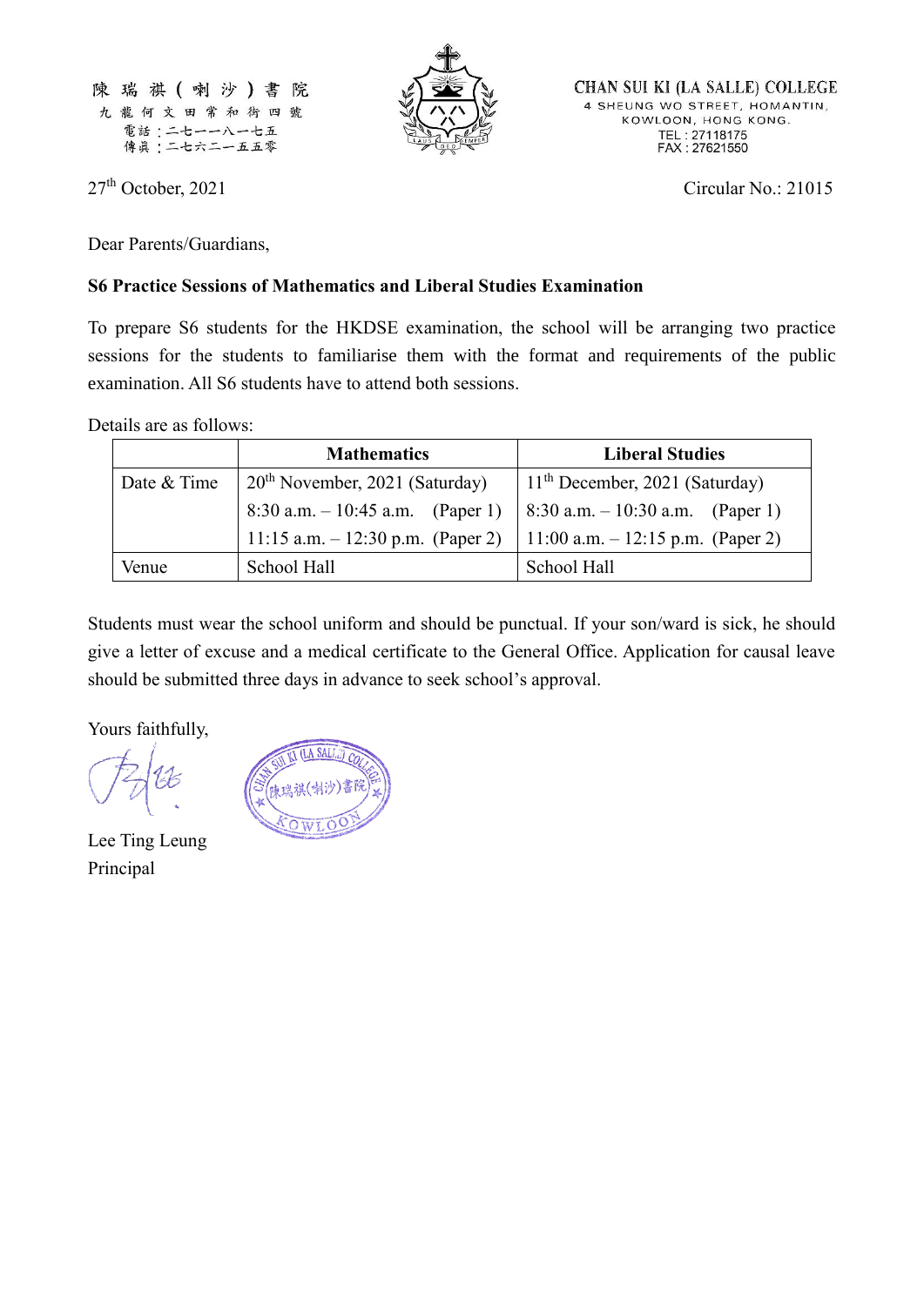陳瑞祺（喇沙）書院
九龍何文田常和街四號
電話：二七一一八一七五
傳眞：二七六二一五五零

CHAN SUI KI (LA SALLE) COLLEGE
4 SHEUNG WO STREET, HOMANTIN,
KOWLOON, HONG KONG.
TEL : 27118175
FAX : 27621550

27th October, 2021

Circular No.: 21015

Dear Parents/Guardians,

**S6 Practice Sessions of Mathematics and Liberal Studies Examination**

To prepare S6 students for the HKDSE examination, the school will be arranging two practice sessions for the students to familiarise them with the format and requirements of the public examination. All S6 students have to attend both sessions.

Details are as follows:

| | **Mathematics** | **Liberal Studies** |
|---|---|---|
| Date & Time | 20th November, 2021 (Saturday)<br>8:30 a.m. – 10:45 a.m. (Paper 1)<br>11:15 a.m. – 12:30 p.m. (Paper 2) | 11th December, 2021 (Saturday)<br>8:30 a.m. – 10:30 a.m. (Paper 1)<br>11:00 a.m. – 12:15 p.m. (Paper 2) |
| Venue | School Hall | School Hall |

Students must wear the school uniform and should be punctual. If your son/ward is sick, he should give a letter of excuse and a medical certificate to the General Office. Application for causal leave should be submitted three days in advance to seek school's approval.

Yours faithfully,

Lee Ting Leung
Principal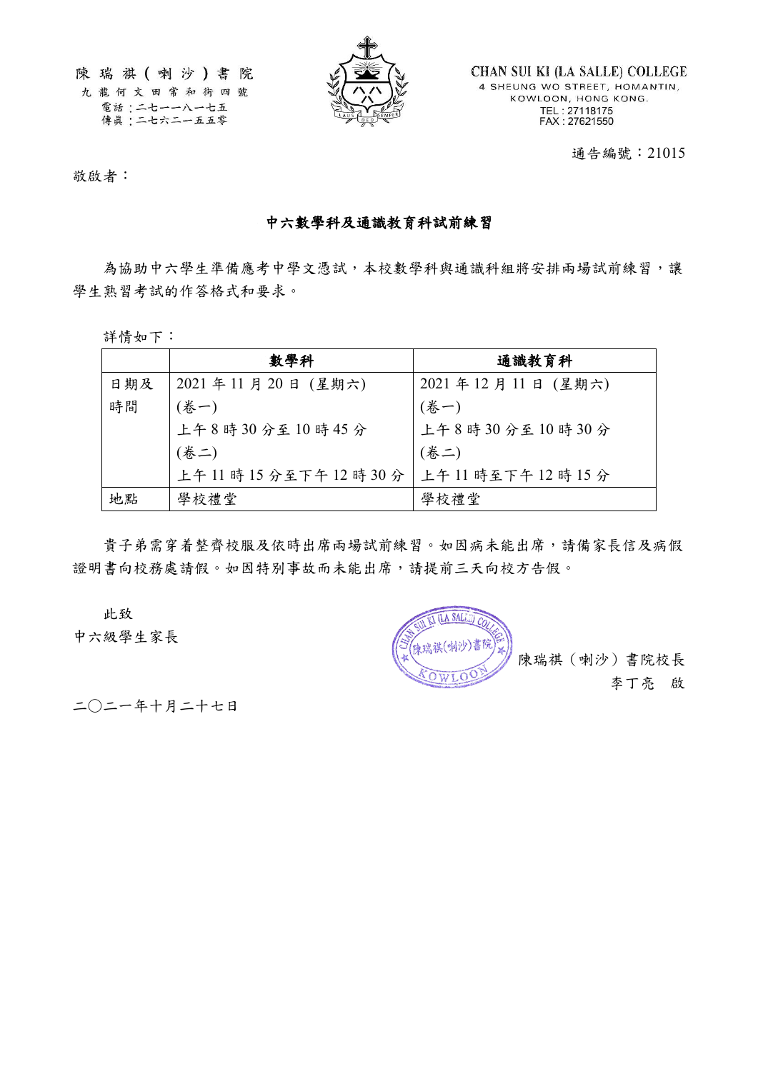陳 瑞 祺 ( 喇 沙 ) 書 院
九 龍 何 文 田 常 和 街 四 號
電話：二七一一八一七五
傳眞：二七六二一五五零

CHAN SUI KI (LA SALLE) COLLEGE
4 SHEUNG WO STREET, HOMANTIN,
KOWLOON, HONG KONG.
TEL : 27118175
FAX : 27621550

通告編號：21015

敬啟者：

**中六數學科及通識教育科試前練習**

為協助中六學生準備應考中學文憑試，本校數學科與通識科組將安排兩場試前練習，讓學生熟習考試的作答格式和要求。

詳情如下：

| | 數學科 | 通識教育科 |
|---|---|---|
| 日期及時間 | 2021 年 11 月 20 日 (星期六)<br>(卷一)<br>上午 8 時 30 分至 10 時 45 分<br>(卷二)<br>上午 11 時 15 分至下午 12 時 30 分 | 2021 年 12 月 11 日 (星期六)<br>(卷一)<br>上午 8 時 30 分至 10 時 30 分<br>(卷二)<br>上午 11 時至下午 12 時 15 分 |
| 地點 | 學校禮堂 | 學校禮堂 |

貴子弟需穿着整齊校服及依時出席兩場試前練習。如因病未能出席，請備家長信及病假證明書向校務處請假。如因特別事故而未能出席，請提前三天向校方告假。

此致

中六級學生家長

陳瑞祺（喇沙）書院校長
李丁亮　啟

二〇二一年十月二十七日